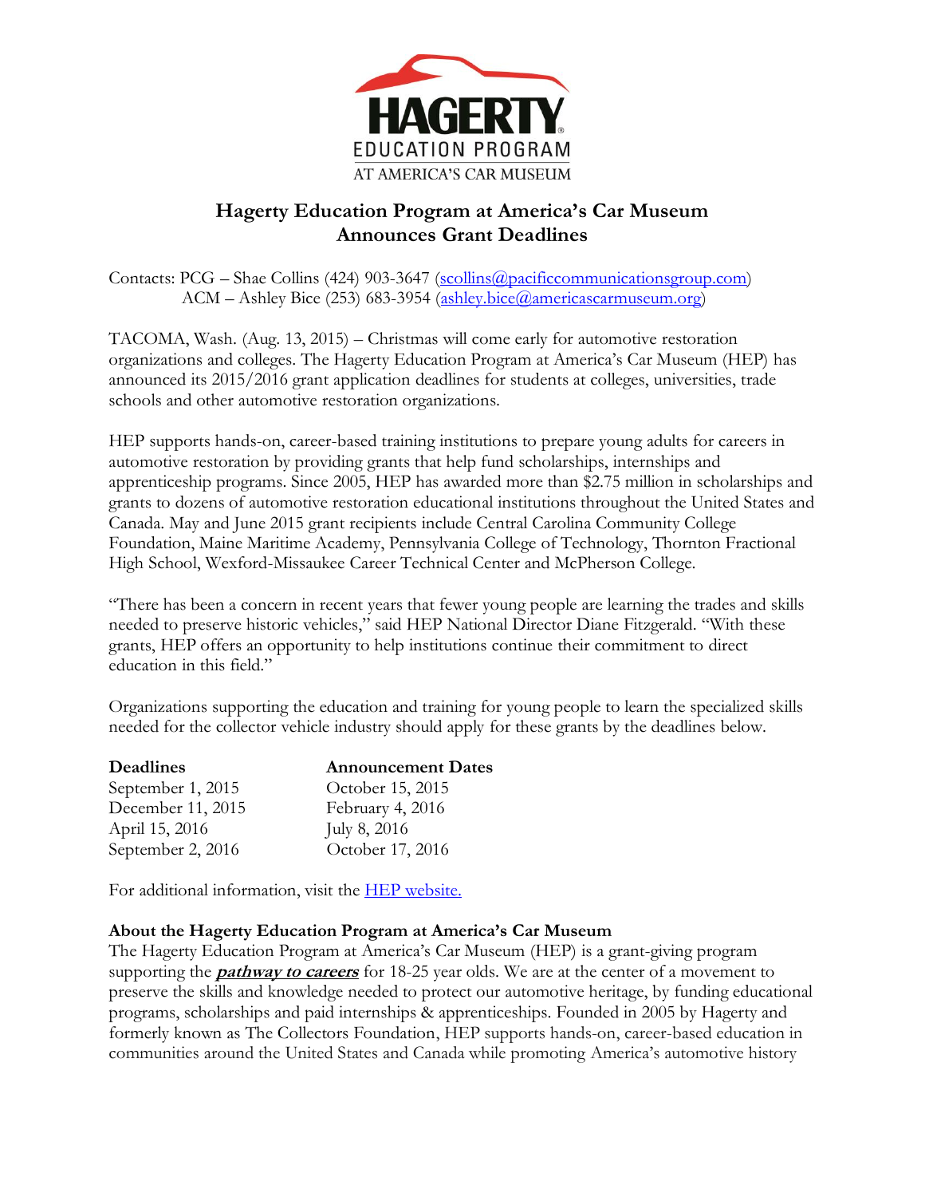HAGERTY

EDUCATION PROGRAM

AT AMERICA'S CAR MUSEUM

# Hagerty Education Program at America's Car Museum Announces Grant Deadlines

Contacts: PCG – Shae Collins (424) 903-3647 (scollins@pacificcommunicationsgroup.com)
ACM – Ashley Bice (253) 683-3954 (ashley.bice@americascarmuseum.org)

TACOMA, Wash. (Aug. 13, 2015) – Christmas will come early for automotive restoration organizations and colleges. The Hagerty Education Program at America's Car Museum (HEP) has announced its 2015/2016 grant application deadlines for students at colleges, universities, trade schools and other automotive restoration organizations.

HEP supports hands-on, career-based training institutions to prepare young adults for careers in automotive restoration by providing grants that help fund scholarships, internships and apprenticeship programs. Since 2005, HEP has awarded more than $2.75 million in scholarships and grants to dozens of automotive restoration educational institutions throughout the United States and Canada. May and June 2015 grant recipients include Central Carolina Community College Foundation, Maine Maritime Academy, Pennsylvania College of Technology, Thornton Fractional High School, Wexford-Missaukee Career Technical Center and McPherson College.

"There has been a concern in recent years that fewer young people are learning the trades and skills needed to preserve historic vehicles," said HEP National Director Diane Fitzgerald. "With these grants, HEP offers an opportunity to help institutions continue their commitment to direct education in this field."

Organizations supporting the education and training for young people to learn the specialized skills needed for the collector vehicle industry should apply for these grants by the deadlines below.

| **Deadlines** | **Announcement Dates** |
|---|---|
| September 1, 2015 | October 15, 2015 |
| December 11, 2015 | February 4, 2016 |
| April 15, 2016 | July 8, 2016 |
| September 2, 2016 | October 17, 2016 |

For additional information, visit the HEP website.

**About the Hagerty Education Program at America's Car Museum**
The Hagerty Education Program at America's Car Museum (HEP) is a grant-giving program supporting the ***pathway to careers*** for 18-25 year olds. We are at the center of a movement to preserve the skills and knowledge needed to protect our automotive heritage, by funding educational programs, scholarships and paid internships & apprenticeships. Founded in 2005 by Hagerty and formerly known as The Collectors Foundation, HEP supports hands-on, career-based education in communities around the United States and Canada while promoting America's automotive history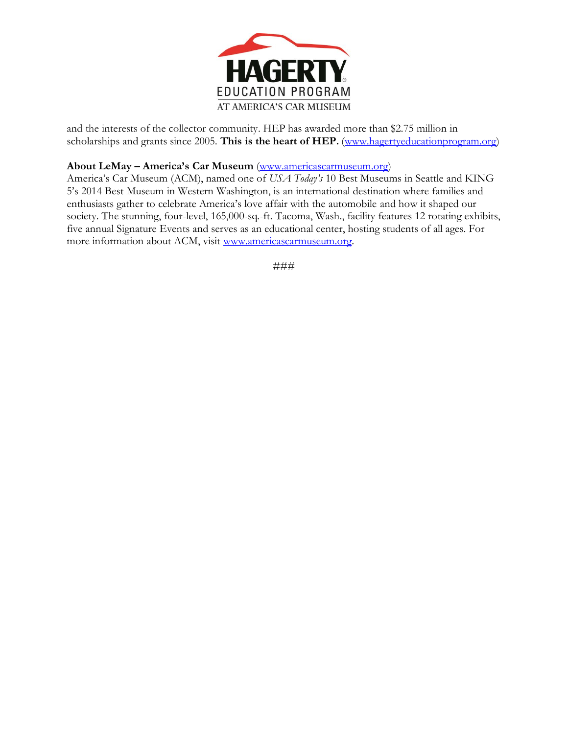and the interests of the collector community. HEP has awarded more than $2.75 million in scholarships and grants since 2005. **This is the heart of HEP.** (www.hagertyeducationprogram.org)

**About LeMay – America's Car Museum** (www.americascarmuseum.org)
America's Car Museum (ACM), named one of *USA Today's* 10 Best Museums in Seattle and KING 5's 2014 Best Museum in Western Washington, is an international destination where families and enthusiasts gather to celebrate America's love affair with the automobile and how it shaped our society. The stunning, four-level, 165,000-sq.-ft. Tacoma, Wash., facility features 12 rotating exhibits, five annual Signature Events and serves as an educational center, hosting students of all ages. For more information about ACM, visit www.americascarmuseum.org.

###